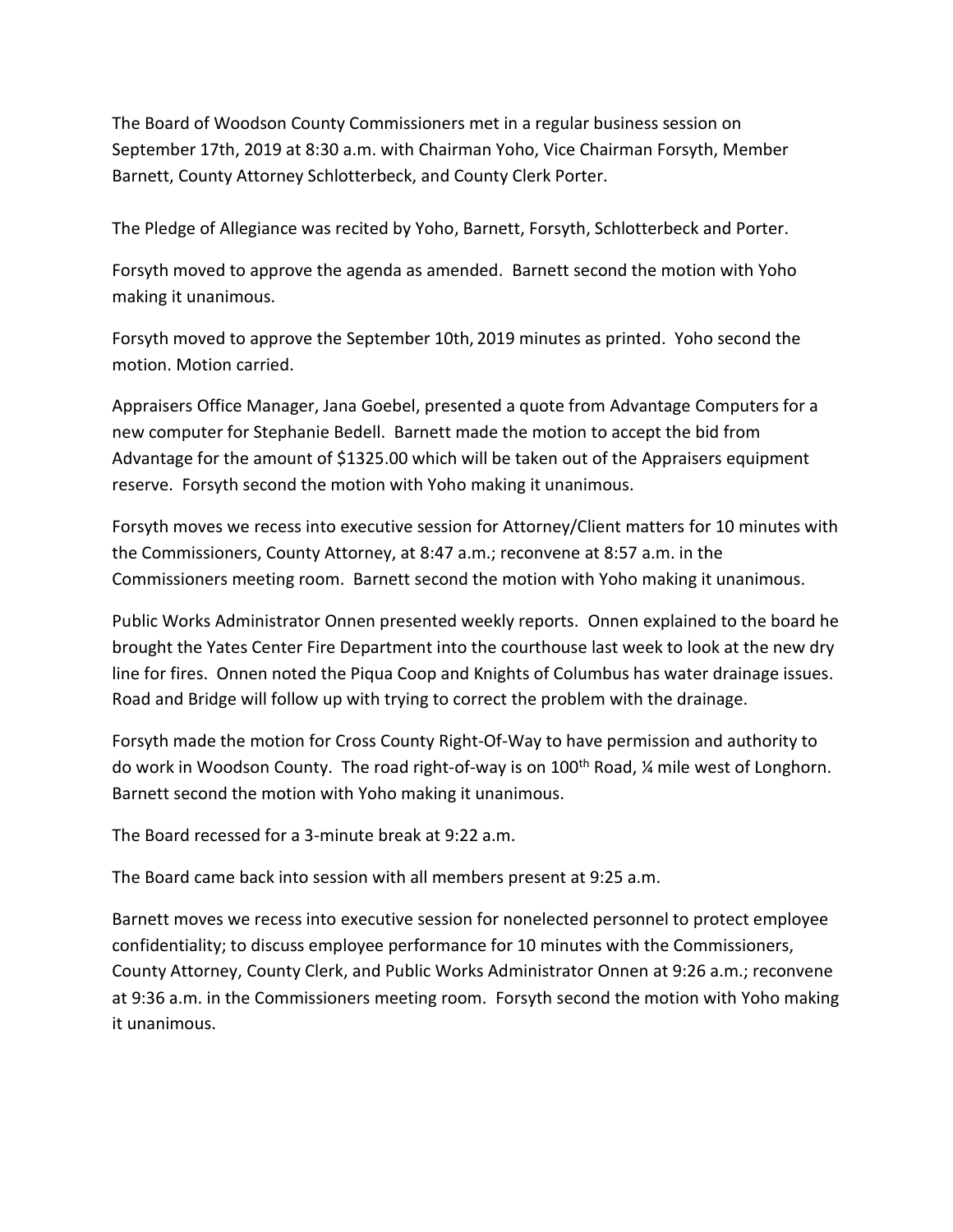The Board of Woodson County Commissioners met in a regular business session on September 17th, 2019 at 8:30 a.m. with Chairman Yoho, Vice Chairman Forsyth, Member Barnett, County Attorney Schlotterbeck, and County Clerk Porter.

The Pledge of Allegiance was recited by Yoho, Barnett, Forsyth, Schlotterbeck and Porter.

Forsyth moved to approve the agenda as amended. Barnett second the motion with Yoho making it unanimous.

Forsyth moved to approve the September 10th, 2019 minutes as printed. Yoho second the motion. Motion carried.

Appraisers Office Manager, Jana Goebel, presented a quote from Advantage Computers for a new computer for Stephanie Bedell. Barnett made the motion to accept the bid from Advantage for the amount of $1325.00 which will be taken out of the Appraisers equipment reserve. Forsyth second the motion with Yoho making it unanimous.

Forsyth moves we recess into executive session for Attorney/Client matters for 10 minutes with the Commissioners, County Attorney, at 8:47 a.m.; reconvene at 8:57 a.m. in the Commissioners meeting room. Barnett second the motion with Yoho making it unanimous.

Public Works Administrator Onnen presented weekly reports. Onnen explained to the board he brought the Yates Center Fire Department into the courthouse last week to look at the new dry line for fires. Onnen noted the Piqua Coop and Knights of Columbus has water drainage issues. Road and Bridge will follow up with trying to correct the problem with the drainage.

Forsyth made the motion for Cross County Right-Of-Way to have permission and authority to do work in Woodson County. The road right-of-way is on 100th Road, ¼ mile west of Longhorn. Barnett second the motion with Yoho making it unanimous.

The Board recessed for a 3-minute break at 9:22 a.m.

The Board came back into session with all members present at 9:25 a.m.

Barnett moves we recess into executive session for nonelected personnel to protect employee confidentiality; to discuss employee performance for 10 minutes with the Commissioners, County Attorney, County Clerk, and Public Works Administrator Onnen at 9:26 a.m.; reconvene at 9:36 a.m. in the Commissioners meeting room. Forsyth second the motion with Yoho making it unanimous.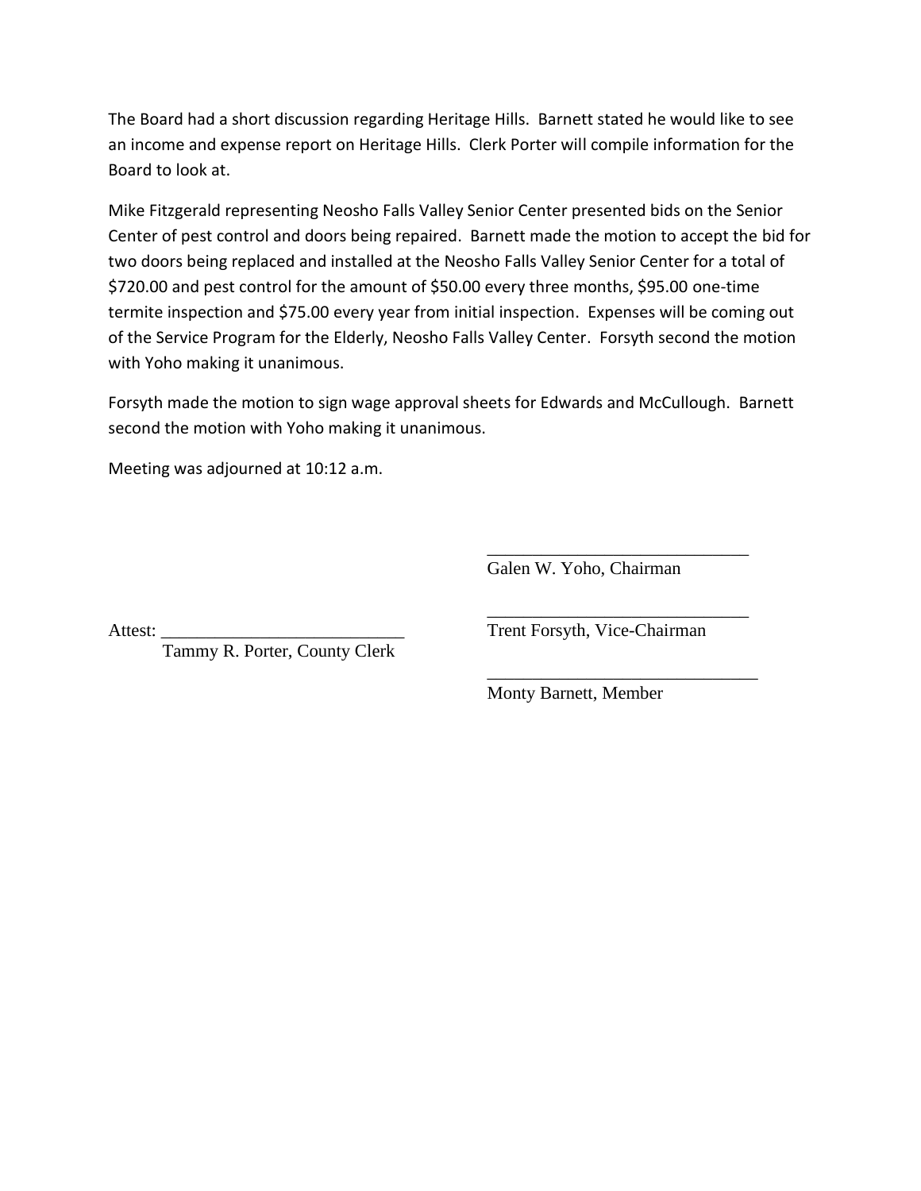The Board had a short discussion regarding Heritage Hills. Barnett stated he would like to see an income and expense report on Heritage Hills. Clerk Porter will compile information for the Board to look at.

Mike Fitzgerald representing Neosho Falls Valley Senior Center presented bids on the Senior Center of pest control and doors being repaired. Barnett made the motion to accept the bid for two doors being replaced and installed at the Neosho Falls Valley Senior Center for a total of $720.00 and pest control for the amount of $50.00 every three months, $95.00 one-time termite inspection and $75.00 every year from initial inspection. Expenses will be coming out of the Service Program for the Elderly, Neosho Falls Valley Center. Forsyth second the motion with Yoho making it unanimous.

Forsyth made the motion to sign wage approval sheets for Edwards and McCullough. Barnett second the motion with Yoho making it unanimous.

Meeting was adjourned at 10:12 a.m.

_____________________________
Galen W. Yoho, Chairman

Attest: ___________________________
Tammy R. Porter, County Clerk

_____________________________
Trent Forsyth, Vice-Chairman

_____________________________
Monty Barnett, Member